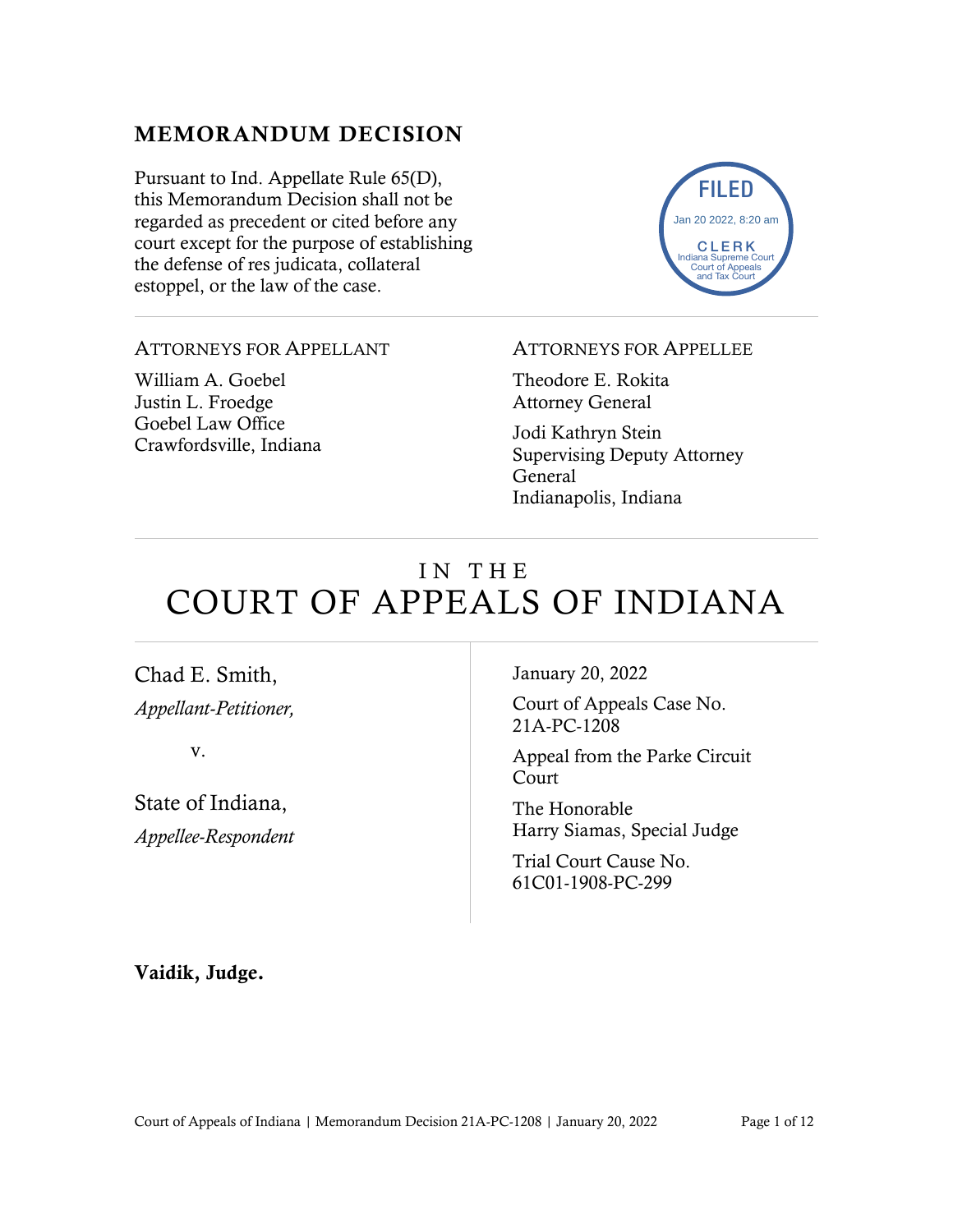## MEMORANDUM DECISION

Pursuant to Ind. Appellate Rule 65(D), this Memorandum Decision shall not be regarded as precedent or cited before any court except for the purpose of establishing the defense of res judicata, collateral estoppel, or the law of the case.

FILED
Jan 20 2022, 8:20 am
CLERK
Indiana Supreme Court
Court of Appeals
and Tax Court

---

ATTORNEYS FOR APPELLANT

William A. Goebel
Justin L. Froedge
Goebel Law Office
Crawfordsville, Indiana

ATTORNEYS FOR APPELLEE

Theodore E. Rokita
Attorney General

Jodi Kathryn Stein
Supervising Deputy Attorney General
Indianapolis, Indiana

---

# IN THE COURT OF APPEALS OF INDIANA

Chad E. Smith,
*Appellant-Petitioner,*

v.

State of Indiana,
*Appellee-Respondent*

January 20, 2022

Court of Appeals Case No. 21A-PC-1208

Appeal from the Parke Circuit Court

The Honorable Harry Siamas, Special Judge

Trial Court Cause No. 61C01-1908-PC-299

**Vaidik, Judge.**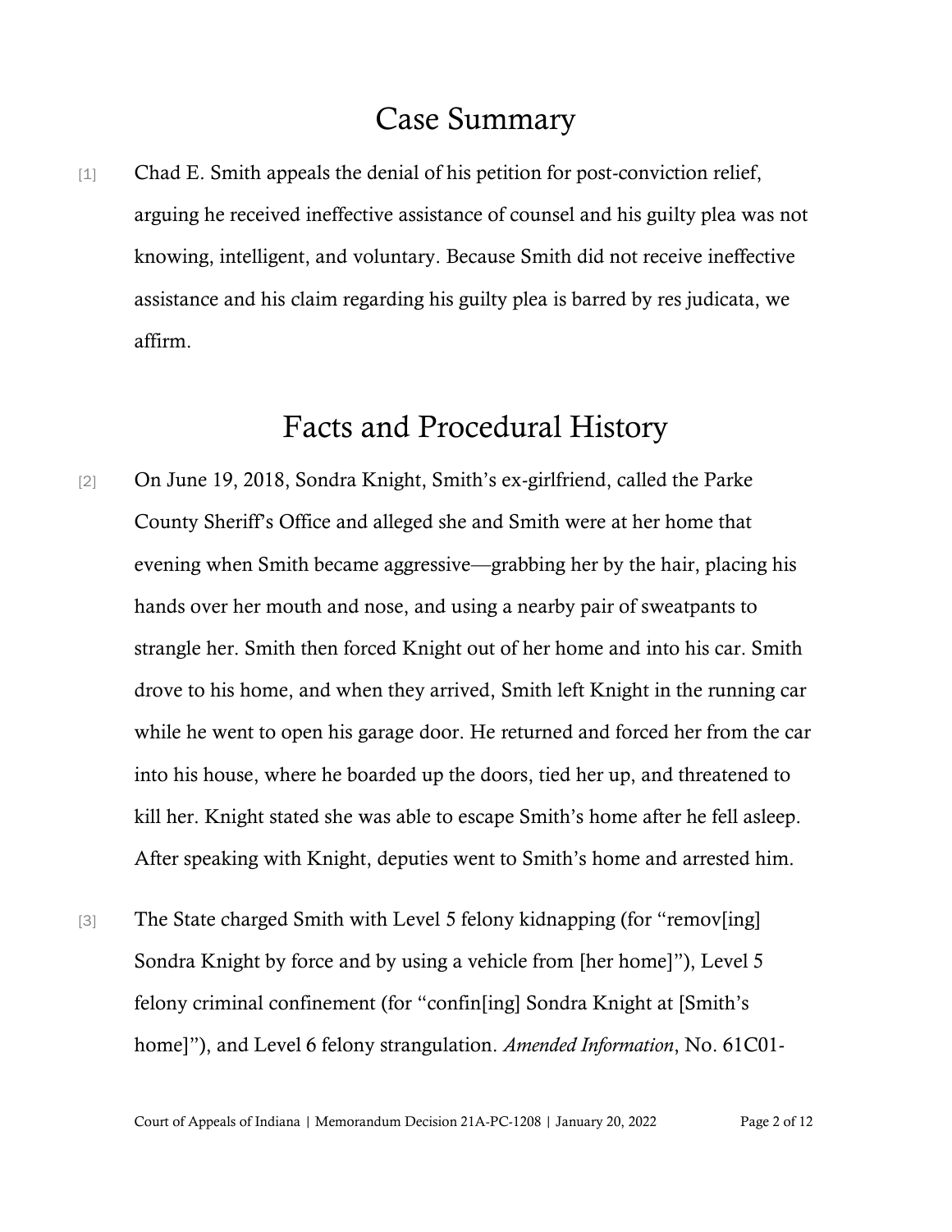# Case Summary

[1] Chad E. Smith appeals the denial of his petition for post-conviction relief, arguing he received ineffective assistance of counsel and his guilty plea was not knowing, intelligent, and voluntary. Because Smith did not receive ineffective assistance and his claim regarding his guilty plea is barred by res judicata, we affirm.

# Facts and Procedural History

[2] On June 19, 2018, Sondra Knight, Smith's ex-girlfriend, called the Parke County Sheriff's Office and alleged she and Smith were at her home that evening when Smith became aggressive—grabbing her by the hair, placing his hands over her mouth and nose, and using a nearby pair of sweatpants to strangle her. Smith then forced Knight out of her home and into his car. Smith drove to his home, and when they arrived, Smith left Knight in the running car while he went to open his garage door. He returned and forced her from the car into his house, where he boarded up the doors, tied her up, and threatened to kill her. Knight stated she was able to escape Smith's home after he fell asleep. After speaking with Knight, deputies went to Smith's home and arrested him.

[3] The State charged Smith with Level 5 felony kidnapping (for "remov[ing] Sondra Knight by force and by using a vehicle from [her home]"), Level 5 felony criminal confinement (for "confin[ing] Sondra Knight at [Smith's home]"), and Level 6 felony strangulation. *Amended Information*, No. 61C01-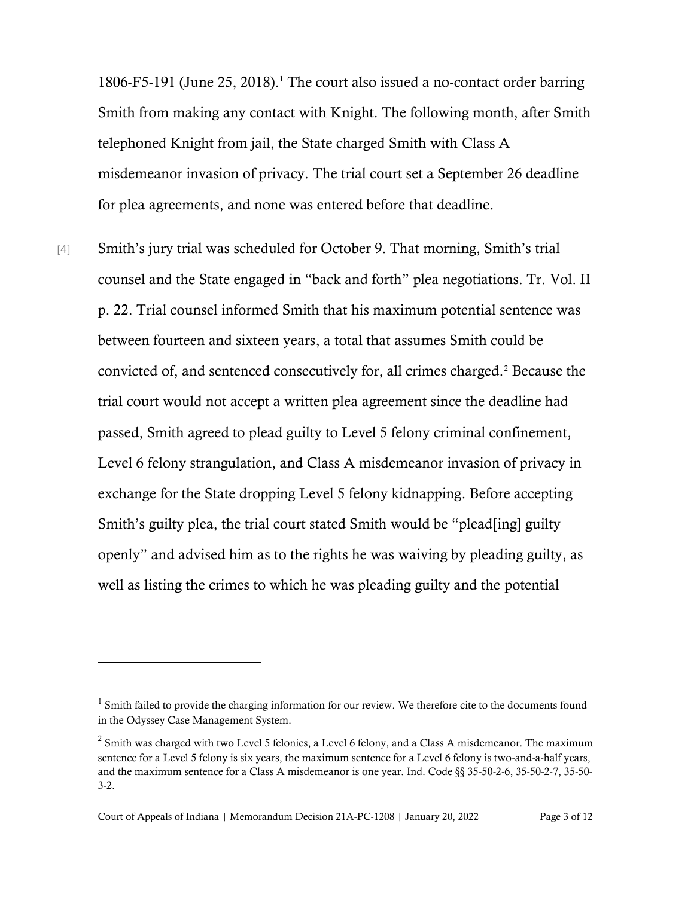1806-F5-191 (June 25, 2018).[1] The court also issued a no-contact order barring Smith from making any contact with Knight. The following month, after Smith telephoned Knight from jail, the State charged Smith with Class A misdemeanor invasion of privacy. The trial court set a September 26 deadline for plea agreements, and none was entered before that deadline.

[4] Smith's jury trial was scheduled for October 9. That morning, Smith's trial counsel and the State engaged in "back and forth" plea negotiations. Tr. Vol. II p. 22. Trial counsel informed Smith that his maximum potential sentence was between fourteen and sixteen years, a total that assumes Smith could be convicted of, and sentenced consecutively for, all crimes charged.[2] Because the trial court would not accept a written plea agreement since the deadline had passed, Smith agreed to plead guilty to Level 5 felony criminal confinement, Level 6 felony strangulation, and Class A misdemeanor invasion of privacy in exchange for the State dropping Level 5 felony kidnapping. Before accepting Smith's guilty plea, the trial court stated Smith would be "plead[ing] guilty openly" and advised him as to the rights he was waiving by pleading guilty, as well as listing the crimes to which he was pleading guilty and the potential

---

[1] Smith failed to provide the charging information for our review. We therefore cite to the documents found in the Odyssey Case Management System.

[2] Smith was charged with two Level 5 felonies, a Level 6 felony, and a Class A misdemeanor. The maximum sentence for a Level 5 felony is six years, the maximum sentence for a Level 6 felony is two-and-a-half years, and the maximum sentence for a Class A misdemeanor is one year. Ind. Code §§ 35-50-2-6, 35-50-2-7, 35-50-3-2.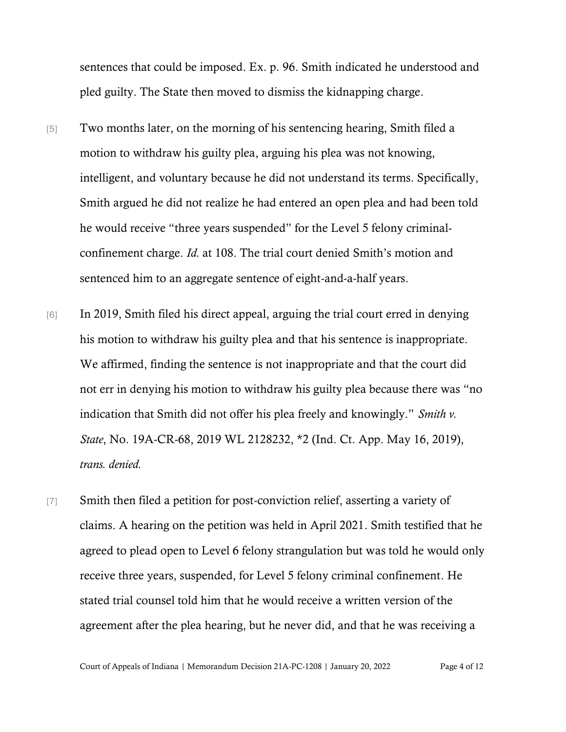sentences that could be imposed. Ex. p. 96. Smith indicated he understood and pled guilty. The State then moved to dismiss the kidnapping charge.

[5] Two months later, on the morning of his sentencing hearing, Smith filed a motion to withdraw his guilty plea, arguing his plea was not knowing, intelligent, and voluntary because he did not understand its terms. Specifically, Smith argued he did not realize he had entered an open plea and had been told he would receive "three years suspended" for the Level 5 felony criminal-confinement charge. *Id.* at 108. The trial court denied Smith's motion and sentenced him to an aggregate sentence of eight-and-a-half years.

[6] In 2019, Smith filed his direct appeal, arguing the trial court erred in denying his motion to withdraw his guilty plea and that his sentence is inappropriate. We affirmed, finding the sentence is not inappropriate and that the court did not err in denying his motion to withdraw his guilty plea because there was "no indication that Smith did not offer his plea freely and knowingly." *Smith v. State*, No. 19A-CR-68, 2019 WL 2128232, *2 (Ind. Ct. App. May 16, 2019), *trans. denied.*

[7] Smith then filed a petition for post-conviction relief, asserting a variety of claims. A hearing on the petition was held in April 2021. Smith testified that he agreed to plead open to Level 6 felony strangulation but was told he would only receive three years, suspended, for Level 5 felony criminal confinement. He stated trial counsel told him that he would receive a written version of the agreement after the plea hearing, but he never did, and that he was receiving a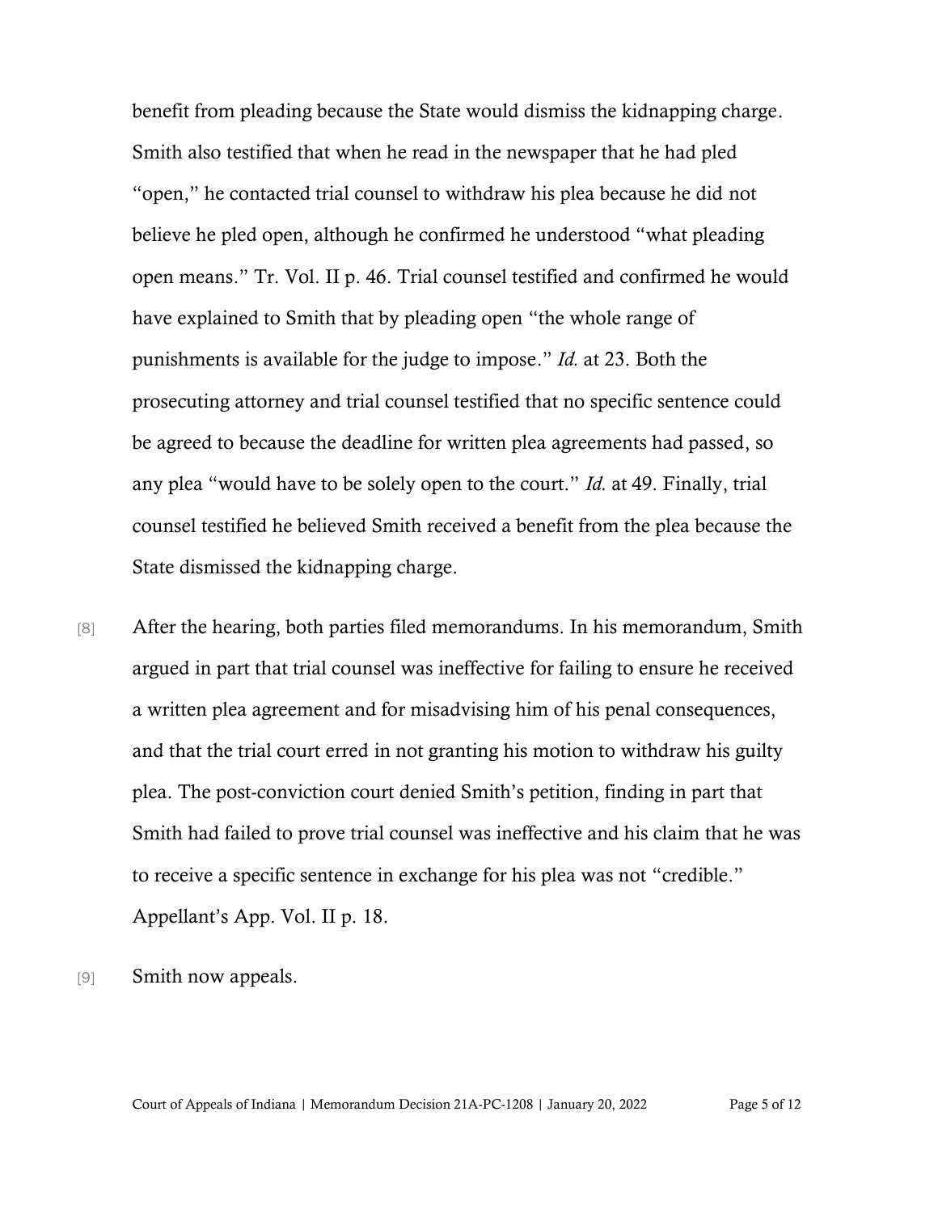benefit from pleading because the State would dismiss the kidnapping charge. Smith also testified that when he read in the newspaper that he had pled "open," he contacted trial counsel to withdraw his plea because he did not believe he pled open, although he confirmed he understood "what pleading open means." Tr. Vol. II p. 46. Trial counsel testified and confirmed he would have explained to Smith that by pleading open "the whole range of punishments is available for the judge to impose." *Id.* at 23. Both the prosecuting attorney and trial counsel testified that no specific sentence could be agreed to because the deadline for written plea agreements had passed, so any plea "would have to be solely open to the court." *Id.* at 49. Finally, trial counsel testified he believed Smith received a benefit from the plea because the State dismissed the kidnapping charge.

[8] After the hearing, both parties filed memorandums. In his memorandum, Smith argued in part that trial counsel was ineffective for failing to ensure he received a written plea agreement and for misadvising him of his penal consequences, and that the trial court erred in not granting his motion to withdraw his guilty plea. The post-conviction court denied Smith's petition, finding in part that Smith had failed to prove trial counsel was ineffective and his claim that he was to receive a specific sentence in exchange for his plea was not "credible." Appellant's App. Vol. II p. 18.

[9] Smith now appeals.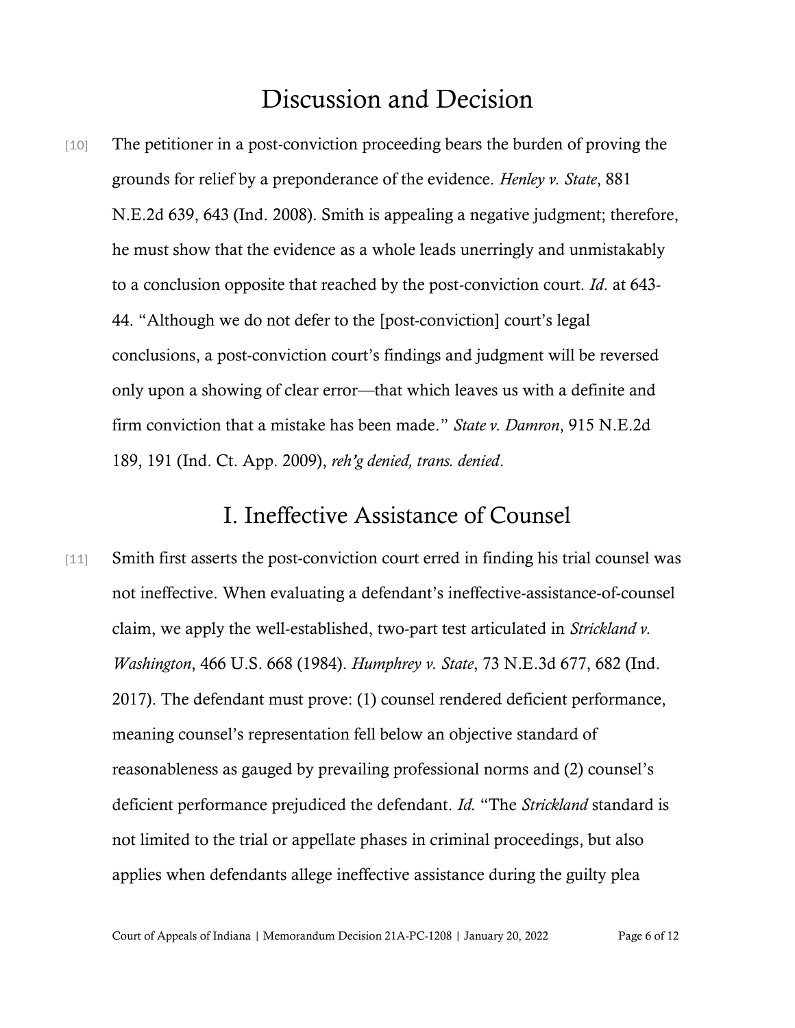# Discussion and Decision

[10] The petitioner in a post-conviction proceeding bears the burden of proving the grounds for relief by a preponderance of the evidence. *Henley v. State*, 881 N.E.2d 639, 643 (Ind. 2008). Smith is appealing a negative judgment; therefore, he must show that the evidence as a whole leads unerringly and unmistakably to a conclusion opposite that reached by the post-conviction court. *Id*. at 643-44. "Although we do not defer to the [post-conviction] court's legal conclusions, a post-conviction court's findings and judgment will be reversed only upon a showing of clear error—that which leaves us with a definite and firm conviction that a mistake has been made." *State v. Damron*, 915 N.E.2d 189, 191 (Ind. Ct. App. 2009), *reh'g denied, trans. denied*.

## I. Ineffective Assistance of Counsel

[11] Smith first asserts the post-conviction court erred in finding his trial counsel was not ineffective. When evaluating a defendant's ineffective-assistance-of-counsel claim, we apply the well-established, two-part test articulated in *Strickland v. Washington*, 466 U.S. 668 (1984). *Humphrey v. State*, 73 N.E.3d 677, 682 (Ind. 2017). The defendant must prove: (1) counsel rendered deficient performance, meaning counsel's representation fell below an objective standard of reasonableness as gauged by prevailing professional norms and (2) counsel's deficient performance prejudiced the defendant. *Id.* "The *Strickland* standard is not limited to the trial or appellate phases in criminal proceedings, but also applies when defendants allege ineffective assistance during the guilty plea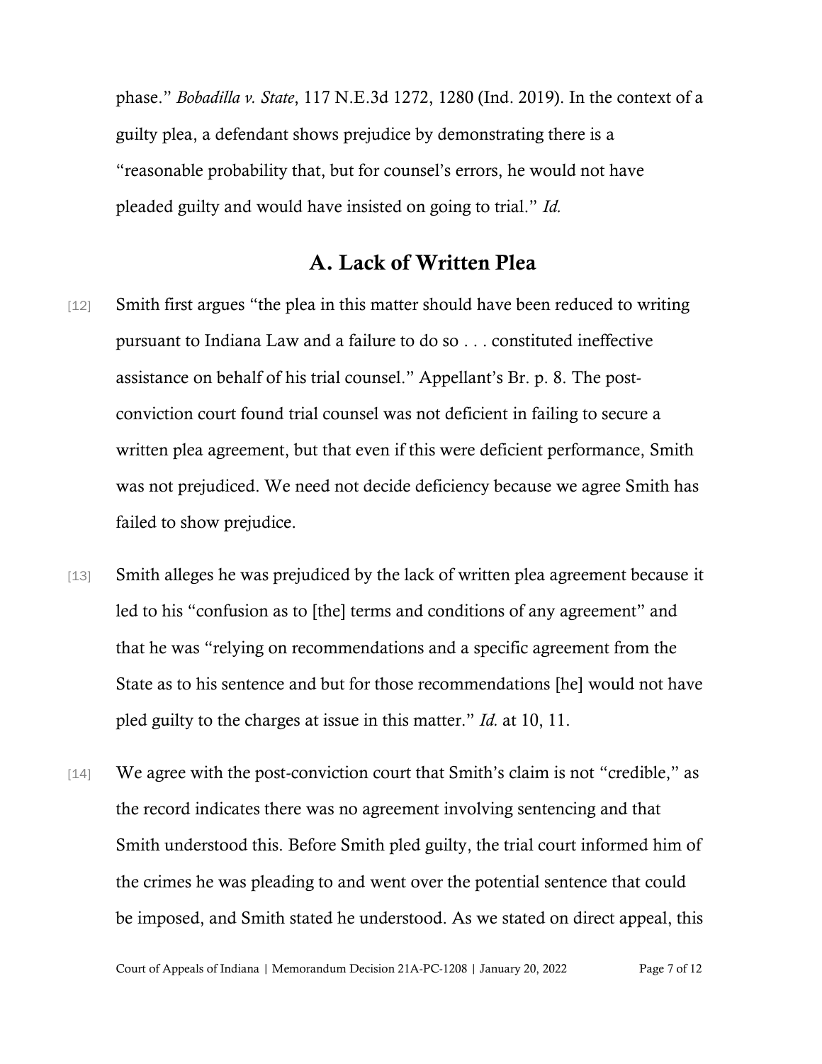phase." *Bobadilla v. State*, 117 N.E.3d 1272, 1280 (Ind. 2019). In the context of a guilty plea, a defendant shows prejudice by demonstrating there is a "reasonable probability that, but for counsel's errors, he would not have pleaded guilty and would have insisted on going to trial." *Id.*

## A. Lack of Written Plea

[12] Smith first argues "the plea in this matter should have been reduced to writing pursuant to Indiana Law and a failure to do so . . . constituted ineffective assistance on behalf of his trial counsel." Appellant's Br. p. 8. The post-conviction court found trial counsel was not deficient in failing to secure a written plea agreement, but that even if this were deficient performance, Smith was not prejudiced. We need not decide deficiency because we agree Smith has failed to show prejudice.

[13] Smith alleges he was prejudiced by the lack of written plea agreement because it led to his "confusion as to [the] terms and conditions of any agreement" and that he was "relying on recommendations and a specific agreement from the State as to his sentence and but for those recommendations [he] would not have pled guilty to the charges at issue in this matter." *Id.* at 10, 11.

[14] We agree with the post-conviction court that Smith's claim is not "credible," as the record indicates there was no agreement involving sentencing and that Smith understood this. Before Smith pled guilty, the trial court informed him of the crimes he was pleading to and went over the potential sentence that could be imposed, and Smith stated he understood. As we stated on direct appeal, this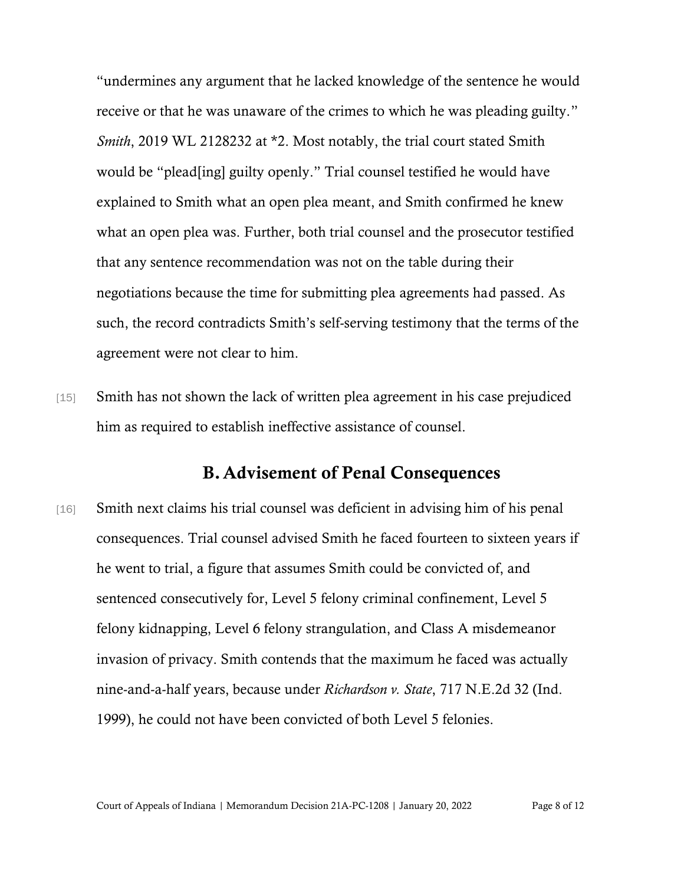"undermines any argument that he lacked knowledge of the sentence he would receive or that he was unaware of the crimes to which he was pleading guilty." *Smith*, 2019 WL 2128232 at *2. Most notably, the trial court stated Smith would be "plead[ing] guilty openly." Trial counsel testified he would have explained to Smith what an open plea meant, and Smith confirmed he knew what an open plea was. Further, both trial counsel and the prosecutor testified that any sentence recommendation was not on the table during their negotiations because the time for submitting plea agreements had passed. As such, the record contradicts Smith's self-serving testimony that the terms of the agreement were not clear to him.

[15] Smith has not shown the lack of written plea agreement in his case prejudiced him as required to establish ineffective assistance of counsel.

## B. Advisement of Penal Consequences

[16] Smith next claims his trial counsel was deficient in advising him of his penal consequences. Trial counsel advised Smith he faced fourteen to sixteen years if he went to trial, a figure that assumes Smith could be convicted of, and sentenced consecutively for, Level 5 felony criminal confinement, Level 5 felony kidnapping, Level 6 felony strangulation, and Class A misdemeanor invasion of privacy. Smith contends that the maximum he faced was actually nine-and-a-half years, because under *Richardson v. State*, 717 N.E.2d 32 (Ind. 1999), he could not have been convicted of both Level 5 felonies.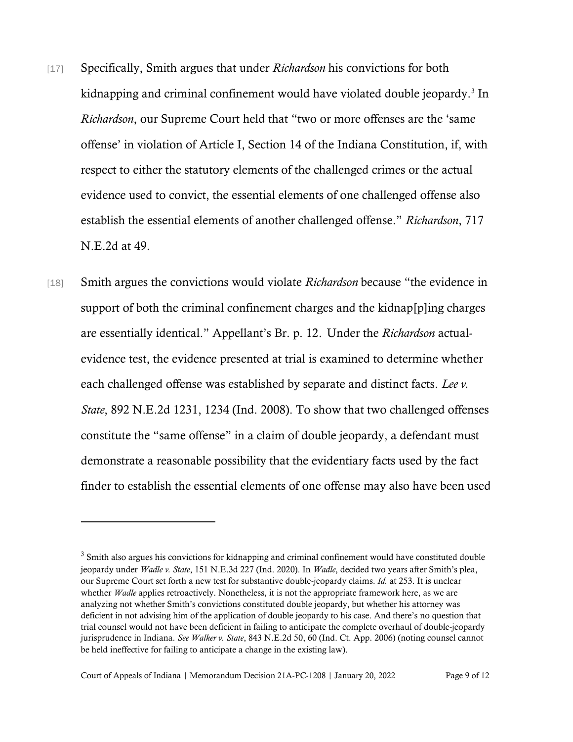[17] Specifically, Smith argues that under *Richardson* his convictions for both kidnapping and criminal confinement would have violated double jeopardy.[3] In *Richardson*, our Supreme Court held that "two or more offenses are the 'same offense' in violation of Article I, Section 14 of the Indiana Constitution, if, with respect to either the statutory elements of the challenged crimes or the actual evidence used to convict, the essential elements of one challenged offense also establish the essential elements of another challenged offense." *Richardson*, 717 N.E.2d at 49.

[18] Smith argues the convictions would violate *Richardson* because "the evidence in support of both the criminal confinement charges and the kidnap[p]ing charges are essentially identical." Appellant's Br. p. 12. Under the *Richardson* actual-evidence test, the evidence presented at trial is examined to determine whether each challenged offense was established by separate and distinct facts. *Lee v. State*, 892 N.E.2d 1231, 1234 (Ind. 2008). To show that two challenged offenses constitute the "same offense" in a claim of double jeopardy, a defendant must demonstrate a reasonable possibility that the evidentiary facts used by the fact finder to establish the essential elements of one offense may also have been used

---

[3] Smith also argues his convictions for kidnapping and criminal confinement would have constituted double jeopardy under *Wadle v. State*, 151 N.E.3d 227 (Ind. 2020). In *Wadle*, decided two years after Smith's plea, our Supreme Court set forth a new test for substantive double-jeopardy claims. *Id.* at 253. It is unclear whether *Wadle* applies retroactively. Nonetheless, it is not the appropriate framework here, as we are analyzing not whether Smith's convictions constituted double jeopardy, but whether his attorney was deficient in not advising him of the application of double jeopardy to his case. And there's no question that trial counsel would not have been deficient in failing to anticipate the complete overhaul of double-jeopardy jurisprudence in Indiana. *See Walker v. State*, 843 N.E.2d 50, 60 (Ind. Ct. App. 2006) (noting counsel cannot be held ineffective for failing to anticipate a change in the existing law).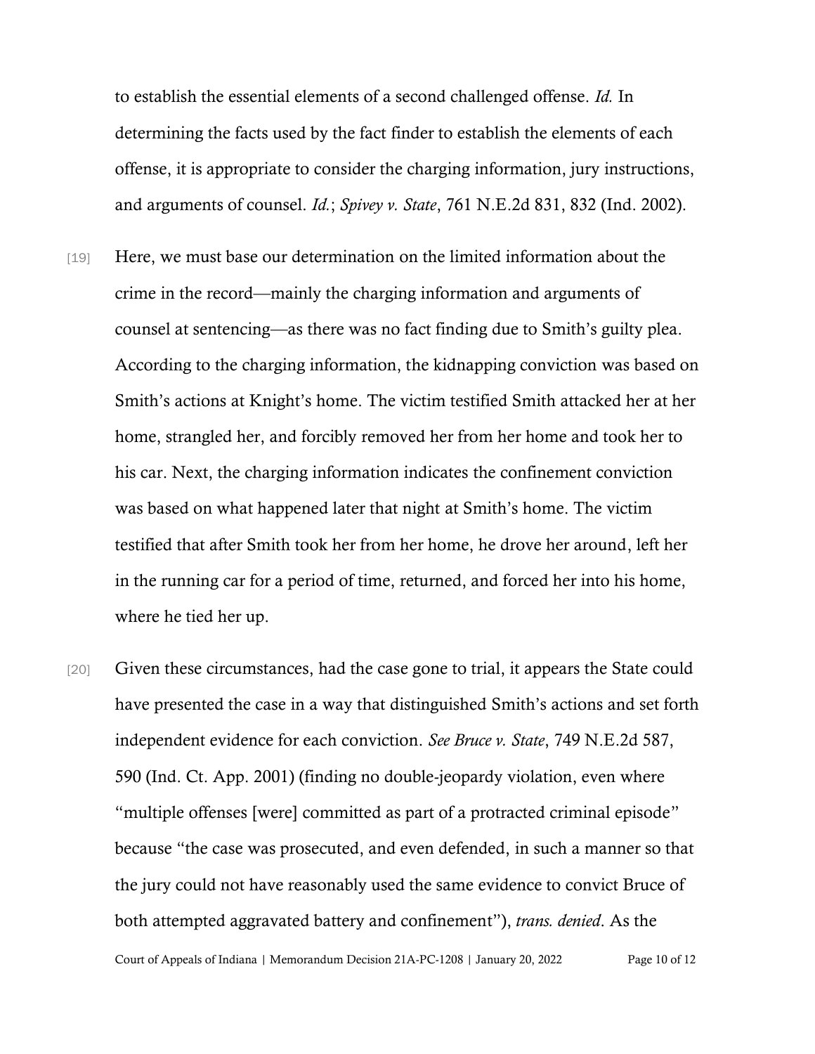to establish the essential elements of a second challenged offense. *Id.* In determining the facts used by the fact finder to establish the elements of each offense, it is appropriate to consider the charging information, jury instructions, and arguments of counsel. *Id.*; *Spivey v. State*, 761 N.E.2d 831, 832 (Ind. 2002).

[19] Here, we must base our determination on the limited information about the crime in the record—mainly the charging information and arguments of counsel at sentencing—as there was no fact finding due to Smith's guilty plea. According to the charging information, the kidnapping conviction was based on Smith's actions at Knight's home. The victim testified Smith attacked her at her home, strangled her, and forcibly removed her from her home and took her to his car. Next, the charging information indicates the confinement conviction was based on what happened later that night at Smith's home. The victim testified that after Smith took her from her home, he drove her around, left her in the running car for a period of time, returned, and forced her into his home, where he tied her up.

[20] Given these circumstances, had the case gone to trial, it appears the State could have presented the case in a way that distinguished Smith's actions and set forth independent evidence for each conviction. *See Bruce v. State*, 749 N.E.2d 587, 590 (Ind. Ct. App. 2001) (finding no double-jeopardy violation, even where "multiple offenses [were] committed as part of a protracted criminal episode" because "the case was prosecuted, and even defended, in such a manner so that the jury could not have reasonably used the same evidence to convict Bruce of both attempted aggravated battery and confinement"), *trans. denied*. As the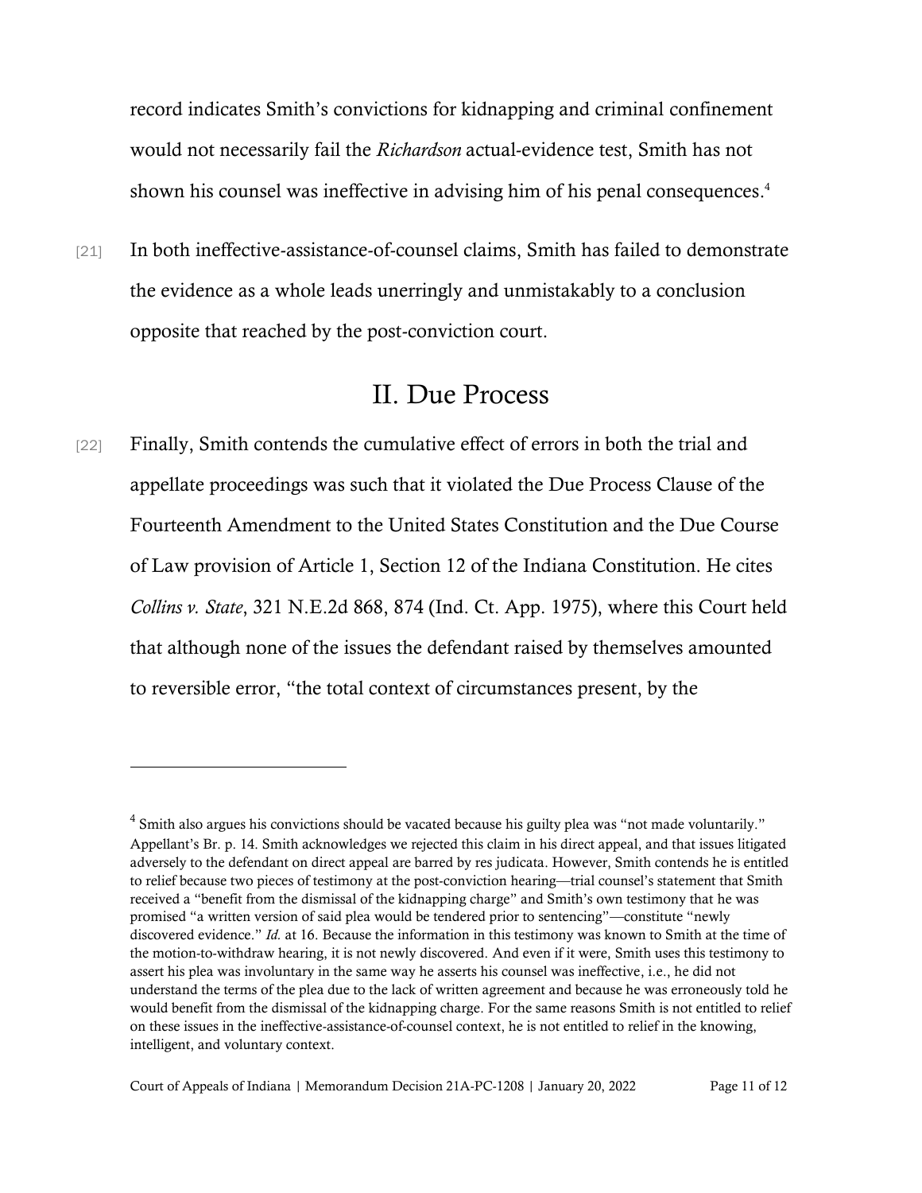record indicates Smith's convictions for kidnapping and criminal confinement would not necessarily fail the *Richardson* actual-evidence test, Smith has not shown his counsel was ineffective in advising him of his penal consequences.[4]

[21] In both ineffective-assistance-of-counsel claims, Smith has failed to demonstrate the evidence as a whole leads unerringly and unmistakably to a conclusion opposite that reached by the post-conviction court.

## II. Due Process

[22] Finally, Smith contends the cumulative effect of errors in both the trial and appellate proceedings was such that it violated the Due Process Clause of the Fourteenth Amendment to the United States Constitution and the Due Course of Law provision of Article 1, Section 12 of the Indiana Constitution. He cites *Collins v. State*, 321 N.E.2d 868, 874 (Ind. Ct. App. 1975), where this Court held that although none of the issues the defendant raised by themselves amounted to reversible error, "the total context of circumstances present, by the

---

[4] Smith also argues his convictions should be vacated because his guilty plea was "not made voluntarily." Appellant's Br. p. 14. Smith acknowledges we rejected this claim in his direct appeal, and that issues litigated adversely to the defendant on direct appeal are barred by res judicata. However, Smith contends he is entitled to relief because two pieces of testimony at the post-conviction hearing—trial counsel's statement that Smith received a "benefit from the dismissal of the kidnapping charge" and Smith's own testimony that he was promised "a written version of said plea would be tendered prior to sentencing"—constitute "newly discovered evidence." *Id.* at 16. Because the information in this testimony was known to Smith at the time of the motion-to-withdraw hearing, it is not newly discovered. And even if it were, Smith uses this testimony to assert his plea was involuntary in the same way he asserts his counsel was ineffective, i.e., he did not understand the terms of the plea due to the lack of written agreement and because he was erroneously told he would benefit from the dismissal of the kidnapping charge. For the same reasons Smith is not entitled to relief on these issues in the ineffective-assistance-of-counsel context, he is not entitled to relief in the knowing, intelligent, and voluntary context.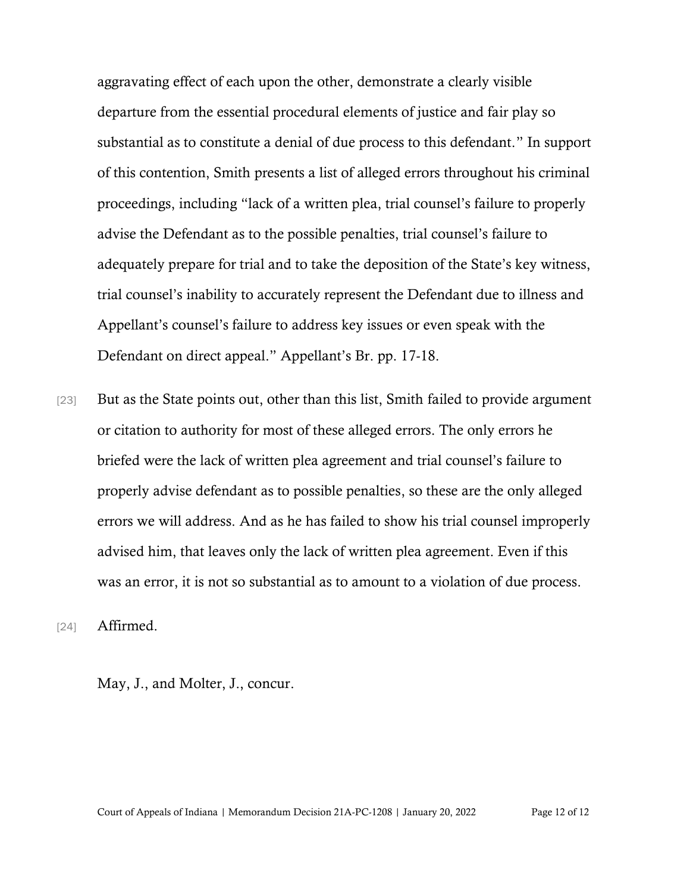aggravating effect of each upon the other, demonstrate a clearly visible departure from the essential procedural elements of justice and fair play so substantial as to constitute a denial of due process to this defendant." In support of this contention, Smith presents a list of alleged errors throughout his criminal proceedings, including "lack of a written plea, trial counsel's failure to properly advise the Defendant as to the possible penalties, trial counsel's failure to adequately prepare for trial and to take the deposition of the State's key witness, trial counsel's inability to accurately represent the Defendant due to illness and Appellant's counsel's failure to address key issues or even speak with the Defendant on direct appeal." Appellant's Br. pp. 17-18.

[23] But as the State points out, other than this list, Smith failed to provide argument or citation to authority for most of these alleged errors. The only errors he briefed were the lack of written plea agreement and trial counsel's failure to properly advise defendant as to possible penalties, so these are the only alleged errors we will address. And as he has failed to show his trial counsel improperly advised him, that leaves only the lack of written plea agreement. Even if this was an error, it is not so substantial as to amount to a violation of due process.

[24] Affirmed.

May, J., and Molter, J., concur.